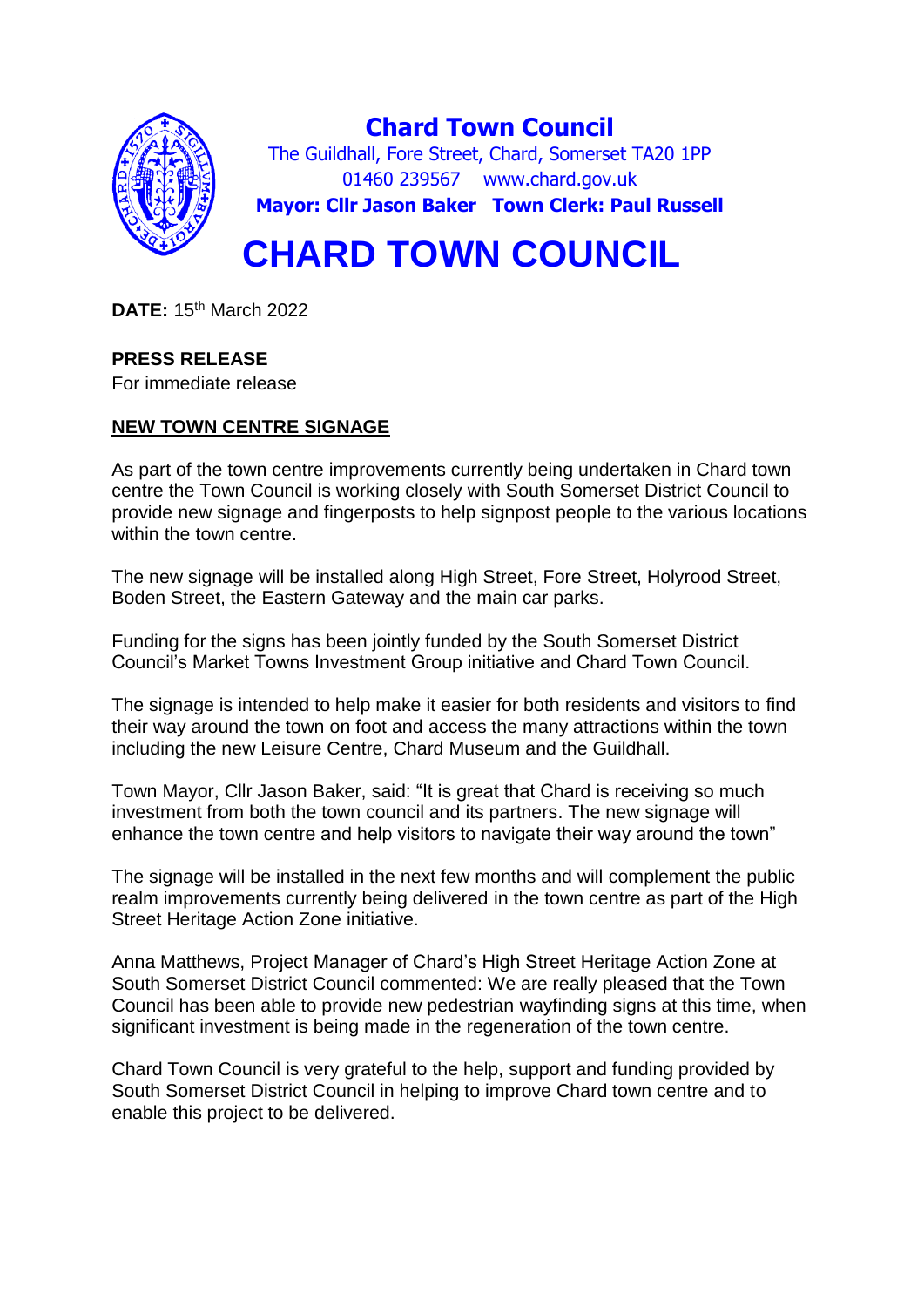# Chard Town Council

The Guildhall, Fore Street, Chard, Somerset TA20 1PP
01460 239567 www.chard.gov.uk
**Mayor: Cllr Jason Baker Town Clerk: Paul Russell**

# CHARD TOWN COUNCIL

**DATE:** 15th March 2022

**PRESS RELEASE**
For immediate release

**NEW TOWN CENTRE SIGNAGE**

As part of the town centre improvements currently being undertaken in Chard town centre the Town Council is working closely with South Somerset District Council to provide new signage and fingerposts to help signpost people to the various locations within the town centre.

The new signage will be installed along High Street, Fore Street, Holyrood Street, Boden Street, the Eastern Gateway and the main car parks.

Funding for the signs has been jointly funded by the South Somerset District Council's Market Towns Investment Group initiative and Chard Town Council.

The signage is intended to help make it easier for both residents and visitors to find their way around the town on foot and access the many attractions within the town including the new Leisure Centre, Chard Museum and the Guildhall.

Town Mayor, Cllr Jason Baker, said: "It is great that Chard is receiving so much investment from both the town council and its partners. The new signage will enhance the town centre and help visitors to navigate their way around the town"

The signage will be installed in the next few months and will complement the public realm improvements currently being delivered in the town centre as part of the High Street Heritage Action Zone initiative.

Anna Matthews, Project Manager of Chard's High Street Heritage Action Zone at South Somerset District Council commented: We are really pleased that the Town Council has been able to provide new pedestrian wayfinding signs at this time, when significant investment is being made in the regeneration of the town centre.

Chard Town Council is very grateful to the help, support and funding provided by South Somerset District Council in helping to improve Chard town centre and to enable this project to be delivered.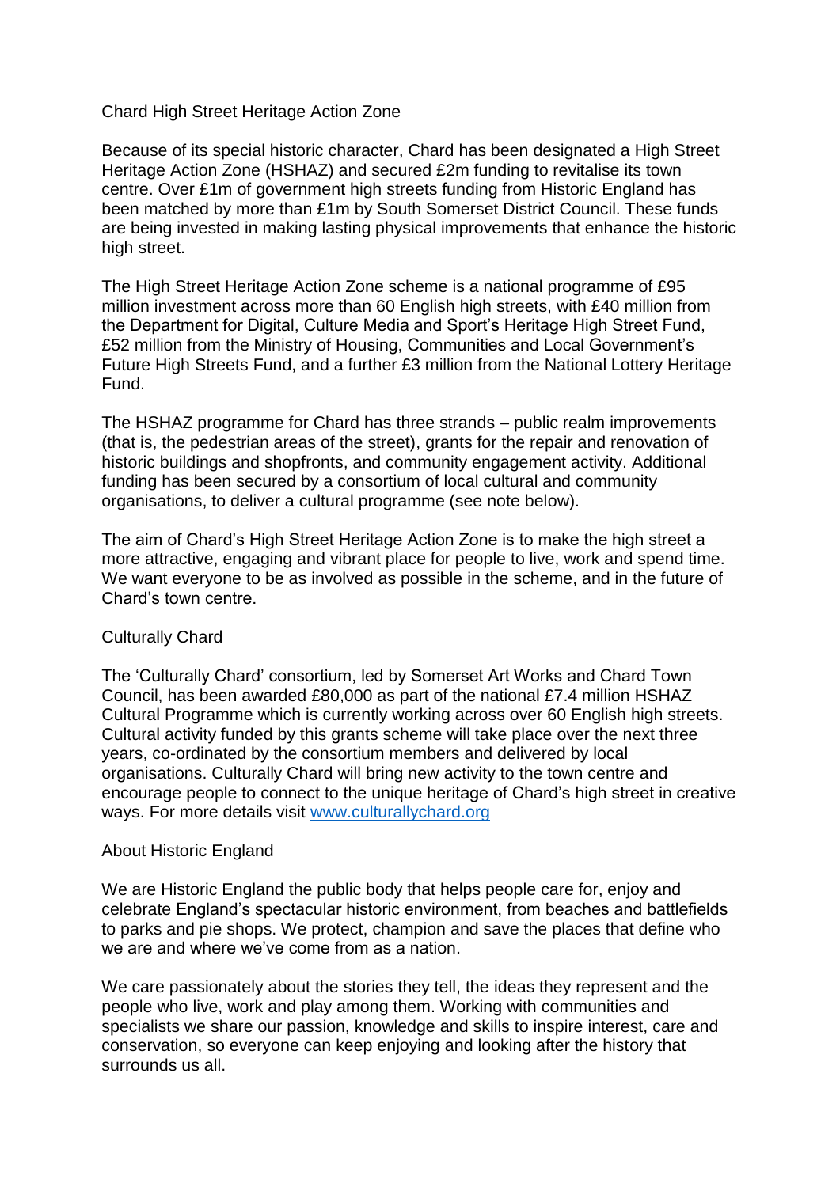## Chard High Street Heritage Action Zone

Because of its special historic character, Chard has been designated a High Street Heritage Action Zone (HSHAZ) and secured £2m funding to revitalise its town centre. Over £1m of government high streets funding from Historic England has been matched by more than £1m by South Somerset District Council. These funds are being invested in making lasting physical improvements that enhance the historic high street.

The High Street Heritage Action Zone scheme is a national programme of £95 million investment across more than 60 English high streets, with £40 million from the Department for Digital, Culture Media and Sport's Heritage High Street Fund, £52 million from the Ministry of Housing, Communities and Local Government's Future High Streets Fund, and a further £3 million from the National Lottery Heritage Fund.

The HSHAZ programme for Chard has three strands – public realm improvements (that is, the pedestrian areas of the street), grants for the repair and renovation of historic buildings and shopfronts, and community engagement activity. Additional funding has been secured by a consortium of local cultural and community organisations, to deliver a cultural programme (see note below).

The aim of Chard's High Street Heritage Action Zone is to make the high street a more attractive, engaging and vibrant place for people to live, work and spend time. We want everyone to be as involved as possible in the scheme, and in the future of Chard's town centre.

## Culturally Chard

The 'Culturally Chard' consortium, led by Somerset Art Works and Chard Town Council, has been awarded £80,000 as part of the national £7.4 million HSHAZ Cultural Programme which is currently working across over 60 English high streets. Cultural activity funded by this grants scheme will take place over the next three years, co-ordinated by the consortium members and delivered by local organisations. Culturally Chard will bring new activity to the town centre and encourage people to connect to the unique heritage of Chard's high street in creative ways. For more details visit [www.culturallychard.org](www.culturallychard.org)

## About Historic England

We are Historic England the public body that helps people care for, enjoy and celebrate England's spectacular historic environment, from beaches and battlefields to parks and pie shops. We protect, champion and save the places that define who we are and where we've come from as a nation.

We care passionately about the stories they tell, the ideas they represent and the people who live, work and play among them. Working with communities and specialists we share our passion, knowledge and skills to inspire interest, care and conservation, so everyone can keep enjoying and looking after the history that surrounds us all.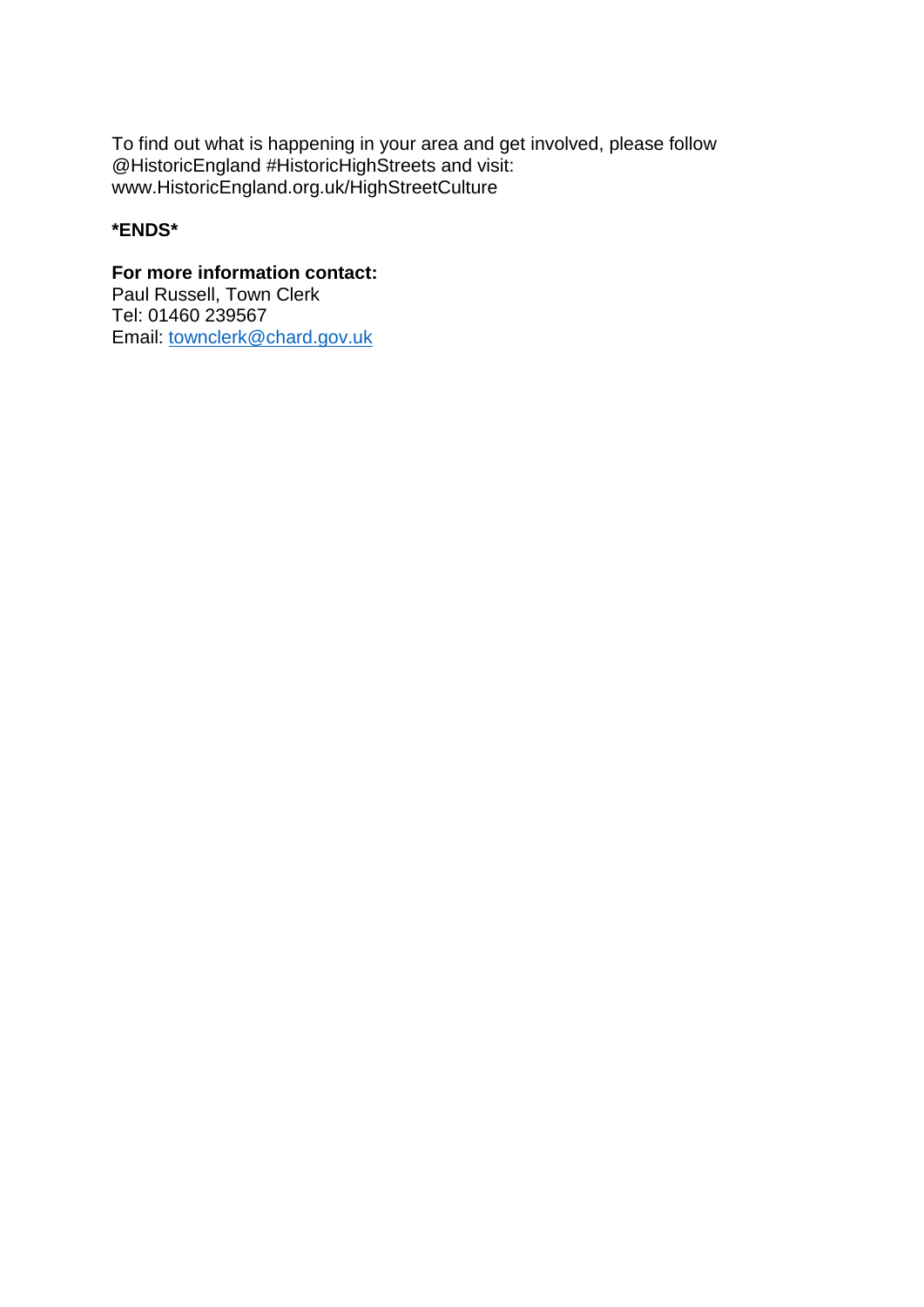To find out what is happening in your area and get involved, please follow @HistoricEngland #HistoricHighStreets and visit: www.HistoricEngland.org.uk/HighStreetCulture

**\*ENDS\***

**For more information contact:**
Paul Russell, Town Clerk
Tel: 01460 239567
Email: [townclerk@chard.gov.uk](mailto:townclerk@chard.gov.uk)